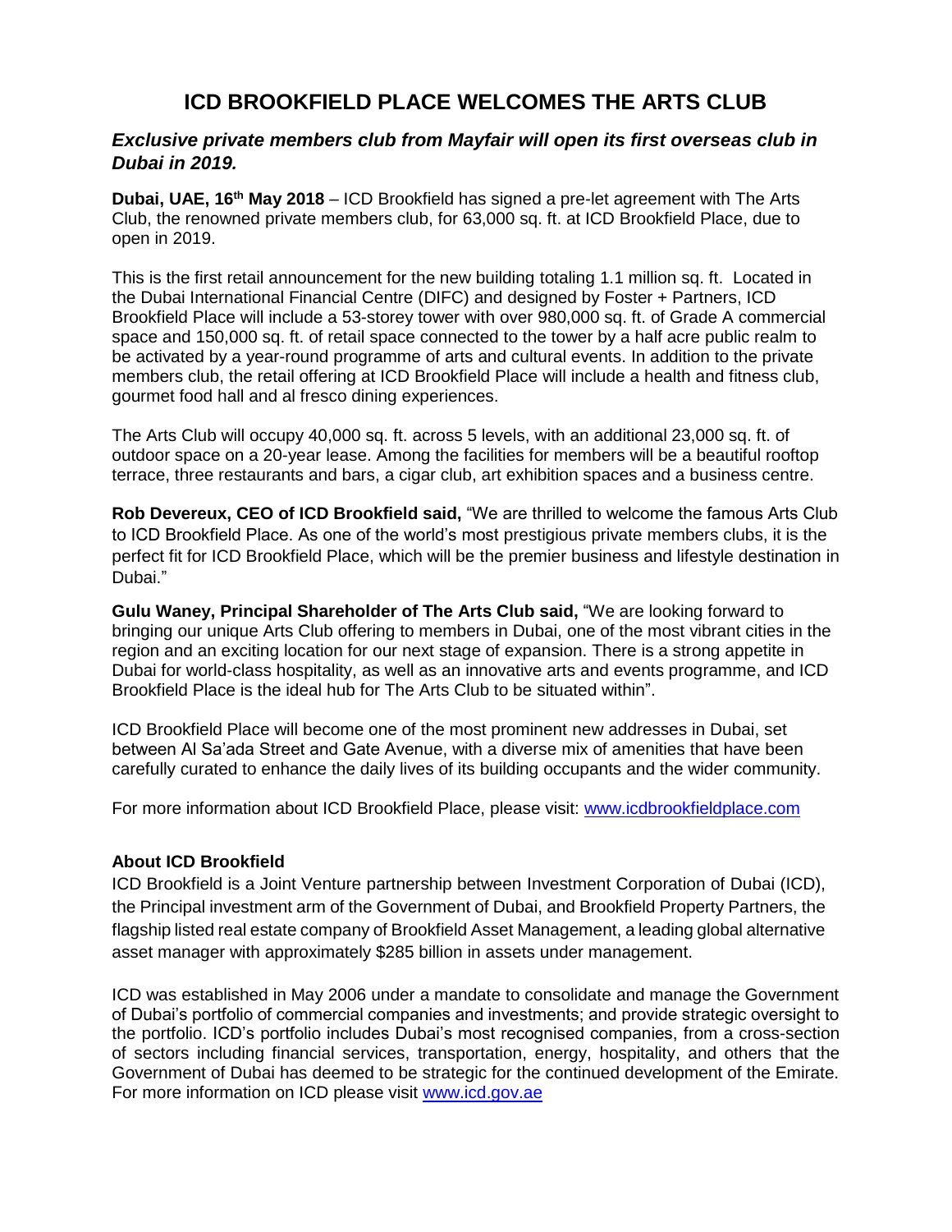# ICD BROOKFIELD PLACE WELCOMES THE ARTS CLUB

## *Exclusive private members club from Mayfair will open its first overseas club in Dubai in 2019.*

**Dubai, UAE, 16th May 2018** – ICD Brookfield has signed a pre-let agreement with The Arts Club, the renowned private members club, for 63,000 sq. ft. at ICD Brookfield Place, due to open in 2019.

This is the first retail announcement for the new building totaling 1.1 million sq. ft. Located in the Dubai International Financial Centre (DIFC) and designed by Foster + Partners, ICD Brookfield Place will include a 53-storey tower with over 980,000 sq. ft. of Grade A commercial space and 150,000 sq. ft. of retail space connected to the tower by a half acre public realm to be activated by a year-round programme of arts and cultural events. In addition to the private members club, the retail offering at ICD Brookfield Place will include a health and fitness club, gourmet food hall and al fresco dining experiences.

The Arts Club will occupy 40,000 sq. ft. across 5 levels, with an additional 23,000 sq. ft. of outdoor space on a 20-year lease. Among the facilities for members will be a beautiful rooftop terrace, three restaurants and bars, a cigar club, art exhibition spaces and a business centre.

**Rob Devereux, CEO of ICD Brookfield said,** "We are thrilled to welcome the famous Arts Club to ICD Brookfield Place. As one of the world's most prestigious private members clubs, it is the perfect fit for ICD Brookfield Place, which will be the premier business and lifestyle destination in Dubai."

**Gulu Waney, Principal Shareholder of The Arts Club said,** "We are looking forward to bringing our unique Arts Club offering to members in Dubai, one of the most vibrant cities in the region and an exciting location for our next stage of expansion. There is a strong appetite in Dubai for world-class hospitality, as well as an innovative arts and events programme, and ICD Brookfield Place is the ideal hub for The Arts Club to be situated within".

ICD Brookfield Place will become one of the most prominent new addresses in Dubai, set between Al Sa'ada Street and Gate Avenue, with a diverse mix of amenities that have been carefully curated to enhance the daily lives of its building occupants and the wider community.

For more information about ICD Brookfield Place, please visit: www.icdbrookfieldplace.com

**About ICD Brookfield**

ICD Brookfield is a Joint Venture partnership between Investment Corporation of Dubai (ICD), the Principal investment arm of the Government of Dubai, and Brookfield Property Partners, the flagship listed real estate company of Brookfield Asset Management, a leading global alternative asset manager with approximately $285 billion in assets under management.

ICD was established in May 2006 under a mandate to consolidate and manage the Government of Dubai's portfolio of commercial companies and investments; and provide strategic oversight to the portfolio. ICD's portfolio includes Dubai's most recognised companies, from a cross-section of sectors including financial services, transportation, energy, hospitality, and others that the Government of Dubai has deemed to be strategic for the continued development of the Emirate. For more information on ICD please visit www.icd.gov.ae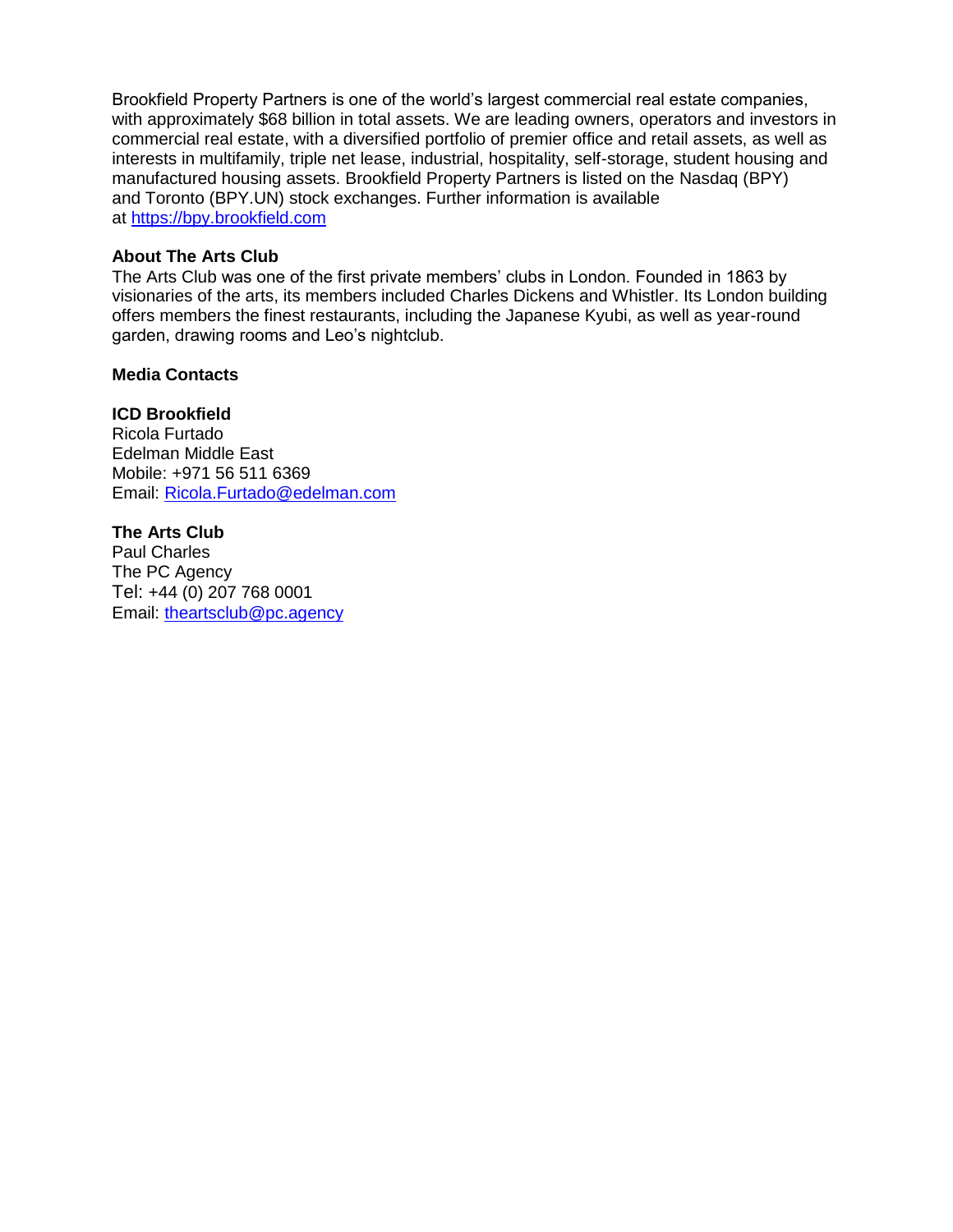Brookfield Property Partners is one of the world's largest commercial real estate companies, with approximately $68 billion in total assets. We are leading owners, operators and investors in commercial real estate, with a diversified portfolio of premier office and retail assets, as well as interests in multifamily, triple net lease, industrial, hospitality, self-storage, student housing and manufactured housing assets. Brookfield Property Partners is listed on the Nasdaq (BPY) and Toronto (BPY.UN) stock exchanges. Further information is available at https://bpy.brookfield.com

**About The Arts Club**
The Arts Club was one of the first private members' clubs in London. Founded in 1863 by visionaries of the arts, its members included Charles Dickens and Whistler. Its London building offers members the finest restaurants, including the Japanese Kyubi, as well as year-round garden, drawing rooms and Leo's nightclub.

**Media Contacts**

**ICD Brookfield**
Ricola Furtado
Edelman Middle East
Mobile: +971 56 511 6369
Email: Ricola.Furtado@edelman.com

**The Arts Club**
Paul Charles
The PC Agency
Tel: +44 (0) 207 768 0001
Email: theartsclub@pc.agency